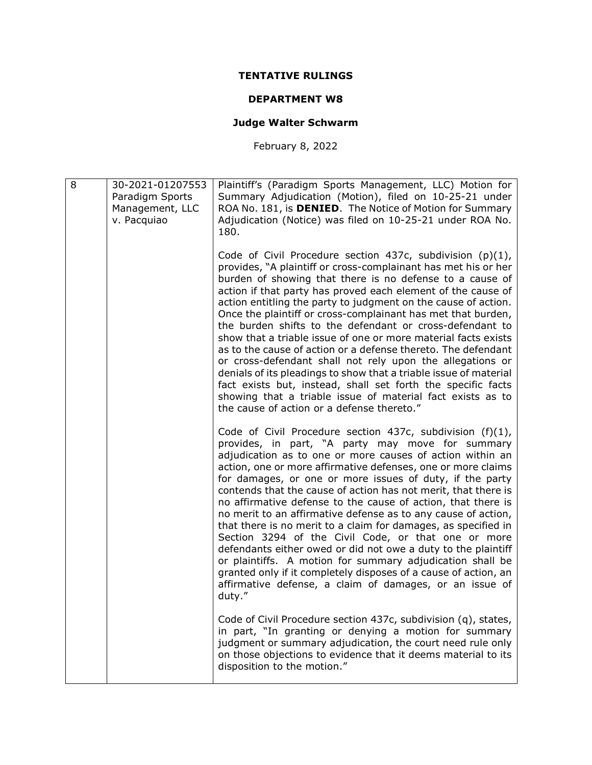**TENTATIVE RULINGS**

**DEPARTMENT W8**

**Judge Walter Schwarm**

February 8, 2022

| | | |
|---|---|---|
| 8 | 30-2021-01207553 Paradigm Sports Management, LLC v. Pacquiao | Plaintiff's (Paradigm Sports Management, LLC) Motion for Summary Adjudication (Motion), filed on 10-25-21 under ROA No. 181, is **DENIED**. The Notice of Motion for Summary Adjudication (Notice) was filed on 10-25-21 under ROA No. 180.<br><br>Code of Civil Procedure section 437c, subdivision (p)(1), provides, "A plaintiff or cross-complainant has met his or her burden of showing that there is no defense to a cause of action if that party has proved each element of the cause of action entitling the party to judgment on the cause of action. Once the plaintiff or cross-complainant has met that burden, the burden shifts to the defendant or cross-defendant to show that a triable issue of one or more material facts exists as to the cause of action or a defense thereto. The defendant or cross-defendant shall not rely upon the allegations or denials of its pleadings to show that a triable issue of material fact exists but, instead, shall set forth the specific facts showing that a triable issue of material fact exists as to the cause of action or a defense thereto."<br><br>Code of Civil Procedure section 437c, subdivision (f)(1), provides, in part, "A party may move for summary adjudication as to one or more causes of action within an action, one or more affirmative defenses, one or more claims for damages, or one or more issues of duty, if the party contends that the cause of action has not merit, that there is no affirmative defense to the cause of action, that there is no merit to an affirmative defense as to any cause of action, that there is no merit to a claim for damages, as specified in Section 3294 of the Civil Code, or that one or more defendants either owed or did not owe a duty to the plaintiff or plaintiffs. A motion for summary adjudication shall be granted only if it completely disposes of a cause of action, an affirmative defense, a claim of damages, or an issue of duty."<br><br>Code of Civil Procedure section 437c, subdivision (q), states, in part, "In granting or denying a motion for summary judgment or summary adjudication, the court need rule only on those objections to evidence that it deems material to its disposition to the motion." |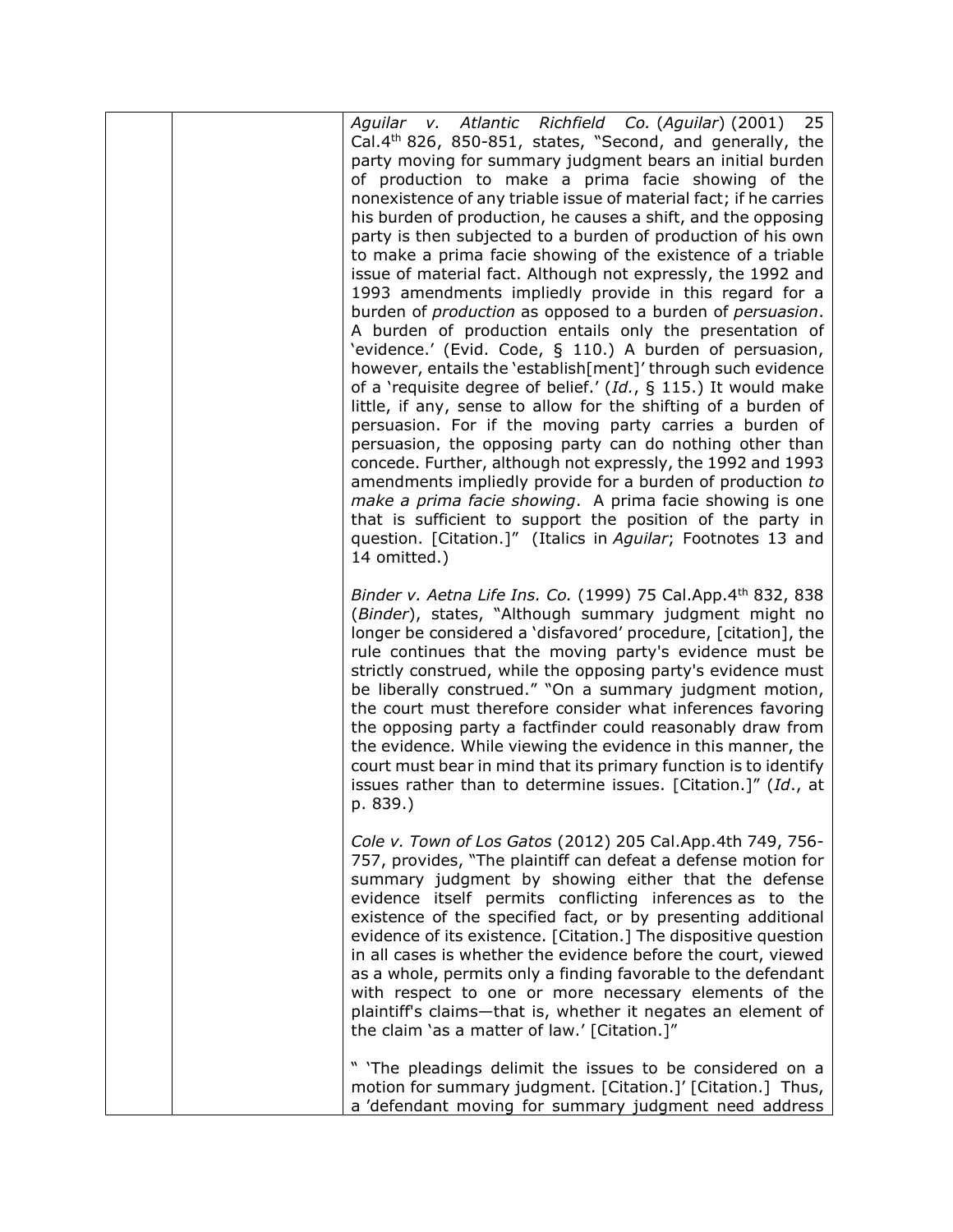| | | |
|---|---|---|
| | | *Aguilar v. Atlantic Richfield Co.* (*Aguilar*) (2001) 25 Cal.4th 826, 850-851, states, "Second, and generally, the party moving for summary judgment bears an initial burden of production to make a prima facie showing of the nonexistence of any triable issue of material fact; if he carries his burden of production, he causes a shift, and the opposing party is then subjected to a burden of production of his own to make a prima facie showing of the existence of a triable issue of material fact. Although not expressly, the 1992 and 1993 amendments impliedly provide in this regard for a burden of *production* as opposed to a burden of *persuasion*. A burden of production entails only the presentation of 'evidence.' (Evid. Code, § 110.) A burden of persuasion, however, entails the 'establish[ment]' through such evidence of a 'requisite degree of belief.' (*Id.*, § 115.) It would make little, if any, sense to allow for the shifting of a burden of persuasion. For if the moving party carries a burden of persuasion, the opposing party can do nothing other than concede. Further, although not expressly, the 1992 and 1993 amendments impliedly provide for a burden of production *to make a prima facie showing*. A prima facie showing is one that is sufficient to support the position of the party in question. [Citation.]" (Italics in *Aguilar*; Footnotes 13 and 14 omitted.)<br><br>*Binder v. Aetna Life Ins. Co.* (1999) 75 Cal.App.4th 832, 838 (*Binder*), states, "Although summary judgment might no longer be considered a 'disfavored' procedure, [citation], the rule continues that the moving party's evidence must be strictly construed, while the opposing party's evidence must be liberally construed." "On a summary judgment motion, the court must therefore consider what inferences favoring the opposing party a factfinder could reasonably draw from the evidence. While viewing the evidence in this manner, the court must bear in mind that its primary function is to identify issues rather than to determine issues. [Citation.]" (*Id.*, at p. 839.)<br><br>*Cole v. Town of Los Gatos* (2012) 205 Cal.App.4th 749, 756-757, provides, "The plaintiff can defeat a defense motion for summary judgment by showing either that the defense evidence itself permits conflicting inferences as to the existence of the specified fact, or by presenting additional evidence of its existence. [Citation.] The dispositive question in all cases is whether the evidence before the court, viewed as a whole, permits only a finding favorable to the defendant with respect to one or more necessary elements of the plaintiff's claims—that is, whether it negates an element of the claim 'as a matter of law.' [Citation.]"<br><br>" 'The pleadings delimit the issues to be considered on a motion for summary judgment. [Citation.]' [Citation.] Thus, a 'defendant moving for summary judgment need address |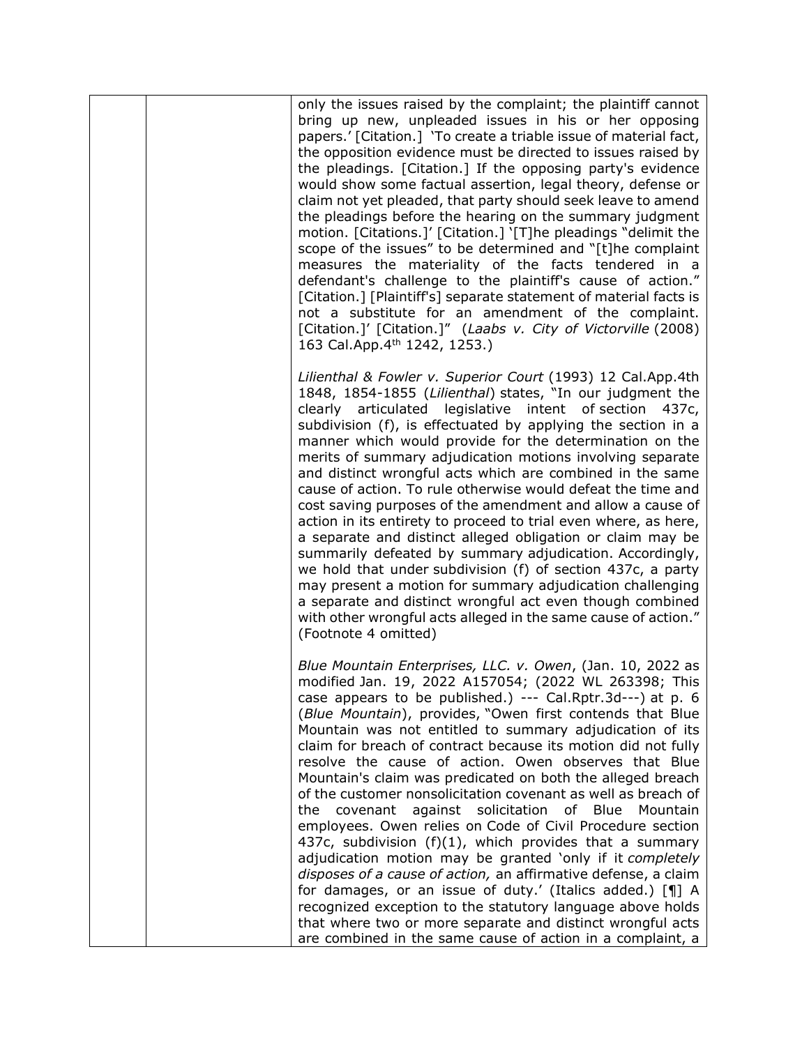| | | only the issues raised by the complaint; the plaintiff cannot bring up new, unpleaded issues in his or her opposing papers.' [Citation.] 'To create a triable issue of material fact, the opposition evidence must be directed to issues raised by the pleadings. [Citation.] If the opposing party's evidence would show some factual assertion, legal theory, defense or claim not yet pleaded, that party should seek leave to amend the pleadings before the hearing on the summary judgment motion. [Citations.]' [Citation.] '[T]he pleadings "delimit the scope of the issues" to be determined and "[t]he complaint measures the materiality of the facts tendered in a defendant's challenge to the plaintiff's cause of action." [Citation.] [Plaintiff's] separate statement of material facts is not a substitute for an amendment of the complaint. [Citation.]' [Citation.]" (*Laabs v. City of Victorville* (2008) 163 Cal.App.4th 1242, 1253.)<br><br>*Lilienthal & Fowler v. Superior Court* (1993) 12 Cal.App.4th 1848, 1854-1855 (*Lilienthal*) states, "In our judgment the clearly articulated legislative intent of section 437c, subdivision (f), is effectuated by applying the section in a manner which would provide for the determination on the merits of summary adjudication motions involving separate and distinct wrongful acts which are combined in the same cause of action. To rule otherwise would defeat the time and cost saving purposes of the amendment and allow a cause of action in its entirety to proceed to trial even where, as here, a separate and distinct alleged obligation or claim may be summarily defeated by summary adjudication. Accordingly, we hold that under subdivision (f) of section 437c, a party may present a motion for summary adjudication challenging a separate and distinct wrongful act even though combined with other wrongful acts alleged in the same cause of action." (Footnote 4 omitted)<br><br>*Blue Mountain Enterprises, LLC. v. Owen*, (Jan. 10, 2022 as modified Jan. 19, 2022 A157054; (2022 WL 263398; This case appears to be published.) --- Cal.Rptr.3d---) at p. 6 (*Blue Mountain*), provides, "Owen first contends that Blue Mountain was not entitled to summary adjudication of its claim for breach of contract because its motion did not fully resolve the cause of action. Owen observes that Blue Mountain's claim was predicated on both the alleged breach of the customer nonsolicitation covenant as well as breach of the covenant against solicitation of Blue Mountain employees. Owen relies on Code of Civil Procedure section 437c, subdivision (f)(1), which provides that a summary adjudication motion may be granted 'only if it *completely disposes of a cause of action,* an affirmative defense, a claim for damages, or an issue of duty.' (Italics added.) [¶] A recognized exception to the statutory language above holds that where two or more separate and distinct wrongful acts are combined in the same cause of action in a complaint, a |
|---|---|---|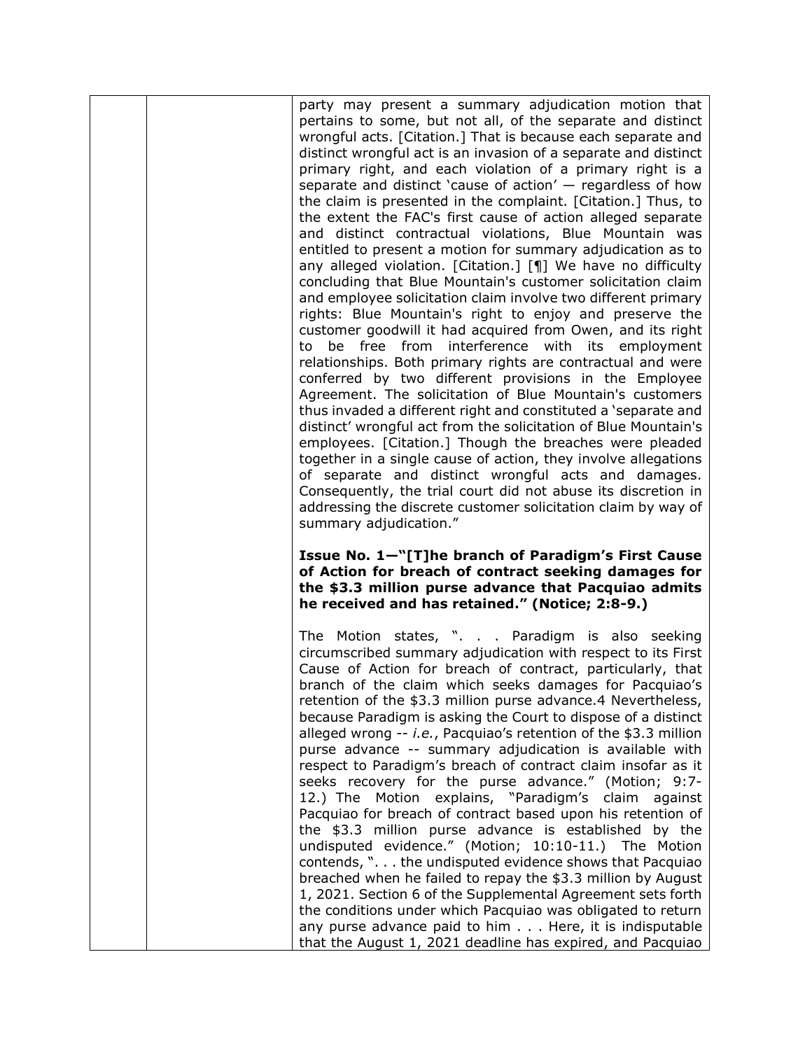party may present a summary adjudication motion that pertains to some, but not all, of the separate and distinct wrongful acts. [Citation.] That is because each separate and distinct wrongful act is an invasion of a separate and distinct primary right, and each violation of a primary right is a separate and distinct 'cause of action' — regardless of how the claim is presented in the complaint. [Citation.] Thus, to the extent the FAC's first cause of action alleged separate and distinct contractual violations, Blue Mountain was entitled to present a motion for summary adjudication as to any alleged violation. [Citation.] [¶] We have no difficulty concluding that Blue Mountain's customer solicitation claim and employee solicitation claim involve two different primary rights: Blue Mountain's right to enjoy and preserve the customer goodwill it had acquired from Owen, and its right to be free from interference with its employment relationships. Both primary rights are contractual and were conferred by two different provisions in the Employee Agreement. The solicitation of Blue Mountain's customers thus invaded a different right and constituted a 'separate and distinct' wrongful act from the solicitation of Blue Mountain's employees. [Citation.] Though the breaches were pleaded together in a single cause of action, they involve allegations of separate and distinct wrongful acts and damages. Consequently, the trial court did not abuse its discretion in addressing the discrete customer solicitation claim by way of summary adjudication."

**Issue No. 1—"[T]he branch of Paradigm's First Cause of Action for breach of contract seeking damages for the $3.3 million purse advance that Pacquiao admits he received and has retained." (Notice; 2:8-9.)**

The Motion states, ". . . Paradigm is also seeking circumscribed summary adjudication with respect to its First Cause of Action for breach of contract, particularly, that branch of the claim which seeks damages for Pacquiao's retention of the $3.3 million purse advance.4 Nevertheless, because Paradigm is asking the Court to dispose of a distinct alleged wrong -- *i.e.*, Pacquiao's retention of the $3.3 million purse advance -- summary adjudication is available with respect to Paradigm's breach of contract claim insofar as it seeks recovery for the purse advance." (Motion; 9:7-12.) The Motion explains, "Paradigm's claim against Pacquiao for breach of contract based upon his retention of the $3.3 million purse advance is established by the undisputed evidence." (Motion; 10:10-11.) The Motion contends, ". . . the undisputed evidence shows that Pacquiao breached when he failed to repay the $3.3 million by August 1, 2021. Section 6 of the Supplemental Agreement sets forth the conditions under which Pacquiao was obligated to return any purse advance paid to him . . . Here, it is indisputable that the August 1, 2021 deadline has expired, and Pacquiao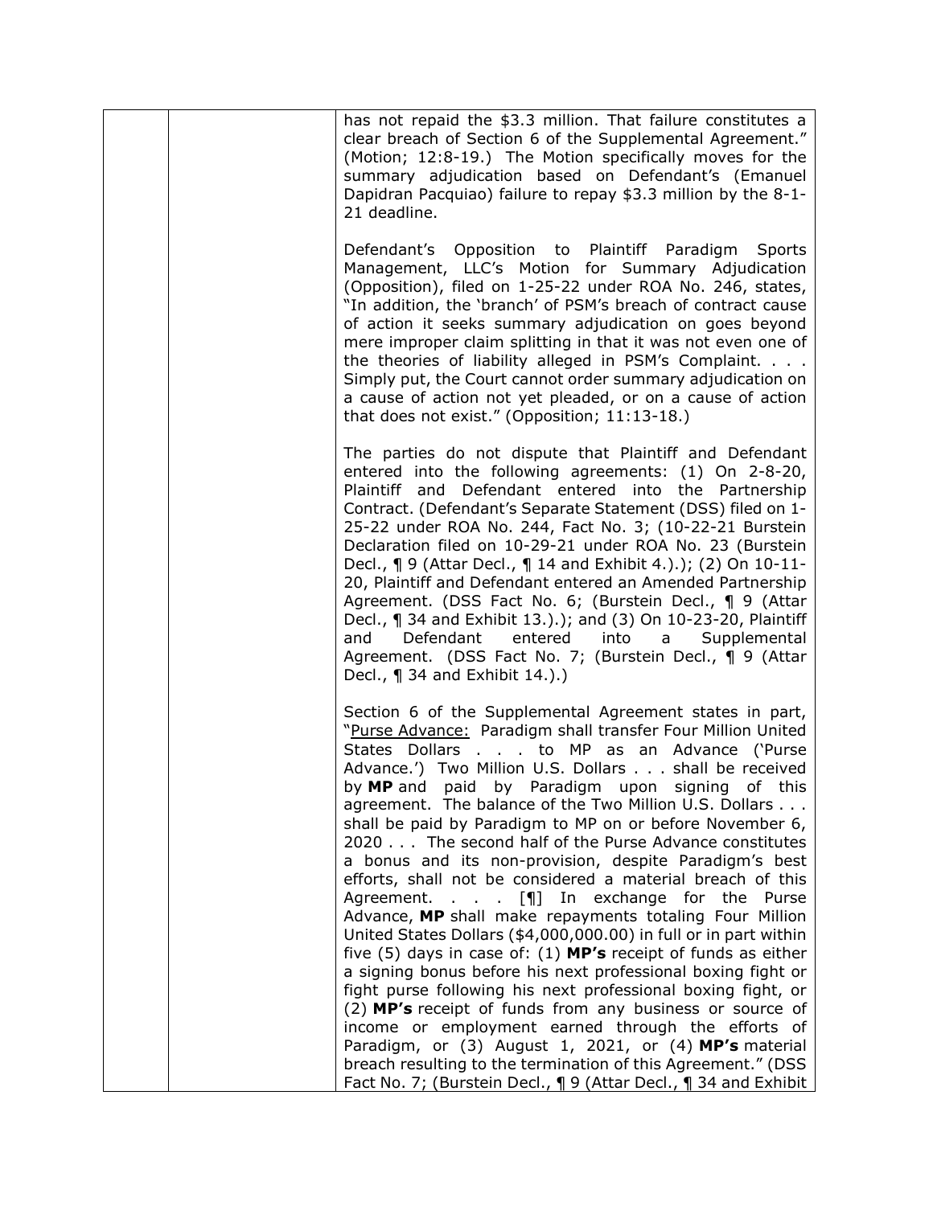| | | has not repaid the \$3.3 million. That failure constitutes a clear breach of Section 6 of the Supplemental Agreement." (Motion; 12:8-19.) The Motion specifically moves for the summary adjudication based on Defendant's (Emanuel Dapidran Pacquiao) failure to repay \$3.3 million by the 8-1-21 deadline.<br><br>Defendant's Opposition to Plaintiff Paradigm Sports Management, LLC's Motion for Summary Adjudication (Opposition), filed on 1-25-22 under ROA No. 246, states, "In addition, the 'branch' of PSM's breach of contract cause of action it seeks summary adjudication on goes beyond mere improper claim splitting in that it was not even one of the theories of liability alleged in PSM's Complaint. . . . Simply put, the Court cannot order summary adjudication on a cause of action not yet pleaded, or on a cause of action that does not exist." (Opposition; 11:13-18.)<br><br>The parties do not dispute that Plaintiff and Defendant entered into the following agreements: (1) On 2-8-20, Plaintiff and Defendant entered into the Partnership Contract. (Defendant's Separate Statement (DSS) filed on 1-25-22 under ROA No. 244, Fact No. 3; (10-22-21 Burstein Declaration filed on 10-29-21 under ROA No. 23 (Burstein Decl., ¶ 9 (Attar Decl., ¶ 14 and Exhibit 4.).); (2) On 10-11-20, Plaintiff and Defendant entered an Amended Partnership Agreement. (DSS Fact No. 6; (Burstein Decl., ¶ 9 (Attar Decl., ¶ 34 and Exhibit 13.).); and (3) On 10-23-20, Plaintiff and Defendant entered into a Supplemental Agreement. (DSS Fact No. 7; (Burstein Decl., ¶ 9 (Attar Decl., ¶ 34 and Exhibit 14.).)<br><br>Section 6 of the Supplemental Agreement states in part, "<u>Purse Advance:</u> Paradigm shall transfer Four Million United States Dollars . . . to MP as an Advance ('Purse Advance.') Two Million U.S. Dollars . . . shall be received by **MP** and paid by Paradigm upon signing of this agreement. The balance of the Two Million U.S. Dollars . . . shall be paid by Paradigm to MP on or before November 6, 2020 . . . The second half of the Purse Advance constitutes a bonus and its non-provision, despite Paradigm's best efforts, shall not be considered a material breach of this Agreement. . . . [¶] In exchange for the Purse Advance, **MP** shall make repayments totaling Four Million United States Dollars (\$4,000,000.00) in full or in part within five (5) days in case of: (1) **MP's** receipt of funds as either a signing bonus before his next professional boxing fight or fight purse following his next professional boxing fight, or (2) **MP's** receipt of funds from any business or source of income or employment earned through the efforts of Paradigm, or (3) August 1, 2021, or (4) **MP's** material breach resulting to the termination of this Agreement." (DSS Fact No. 7; (Burstein Decl., ¶ 9 (Attar Decl., ¶ 34 and Exhibit |
|---|---|---|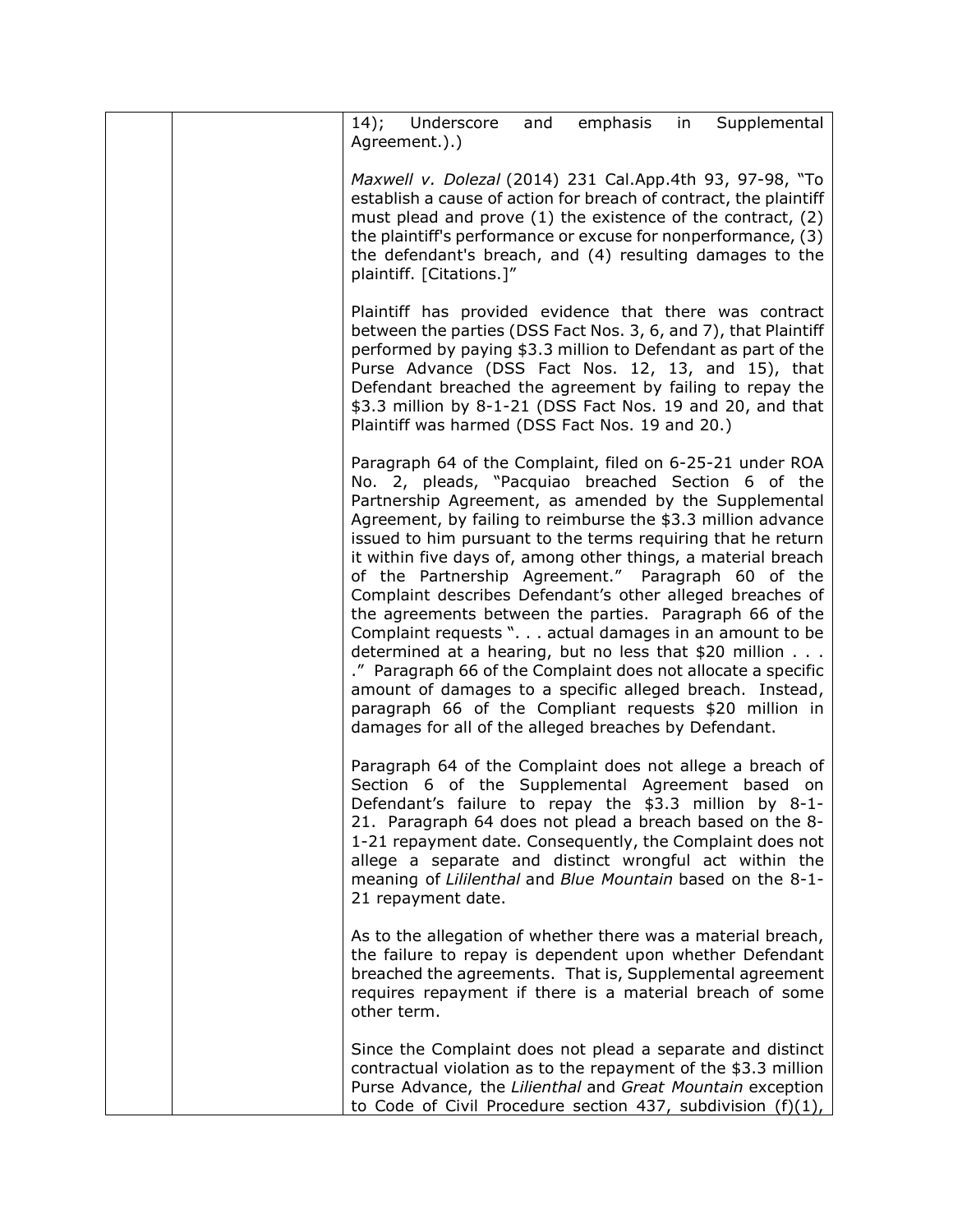| | | |
|---|---|---|
| | | 14); Underscore and emphasis in Supplemental Agreement.).)<br><br>*Maxwell v. Dolezal* (2014) 231 Cal.App.4th 93, 97-98, "To establish a cause of action for breach of contract, the plaintiff must plead and prove (1) the existence of the contract, (2) the plaintiff's performance or excuse for nonperformance, (3) the defendant's breach, and (4) resulting damages to the plaintiff. [Citations.]"<br><br>Plaintiff has provided evidence that there was contract between the parties (DSS Fact Nos. 3, 6, and 7), that Plaintiff performed by paying $3.3 million to Defendant as part of the Purse Advance (DSS Fact Nos. 12, 13, and 15), that Defendant breached the agreement by failing to repay the $3.3 million by 8-1-21 (DSS Fact Nos. 19 and 20, and that Plaintiff was harmed (DSS Fact Nos. 19 and 20.)<br><br>Paragraph 64 of the Complaint, filed on 6-25-21 under ROA No. 2, pleads, "Pacquiao breached Section 6 of the Partnership Agreement, as amended by the Supplemental Agreement, by failing to reimburse the $3.3 million advance issued to him pursuant to the terms requiring that he return it within five days of, among other things, a material breach of the Partnership Agreement." Paragraph 60 of the Complaint describes Defendant's other alleged breaches of the agreements between the parties. Paragraph 66 of the Complaint requests ". . . actual damages in an amount to be determined at a hearing, but no less that $20 million . . . ." Paragraph 66 of the Complaint does not allocate a specific amount of damages to a specific alleged breach. Instead, paragraph 66 of the Compliant requests $20 million in damages for all of the alleged breaches by Defendant.<br><br>Paragraph 64 of the Complaint does not allege a breach of Section 6 of the Supplemental Agreement based on Defendant's failure to repay the $3.3 million by 8-1-21. Paragraph 64 does not plead a breach based on the 8-1-21 repayment date. Consequently, the Complaint does not allege a separate and distinct wrongful act within the meaning of *Lililenthal* and *Blue Mountain* based on the 8-1-21 repayment date.<br><br>As to the allegation of whether there was a material breach, the failure to repay is dependent upon whether Defendant breached the agreements. That is, Supplemental agreement requires repayment if there is a material breach of some other term.<br><br>Since the Complaint does not plead a separate and distinct contractual violation as to the repayment of the $3.3 million Purse Advance, the *Lilienthal* and *Great Mountain* exception to Code of Civil Procedure section 437, subdivision (f)(1), |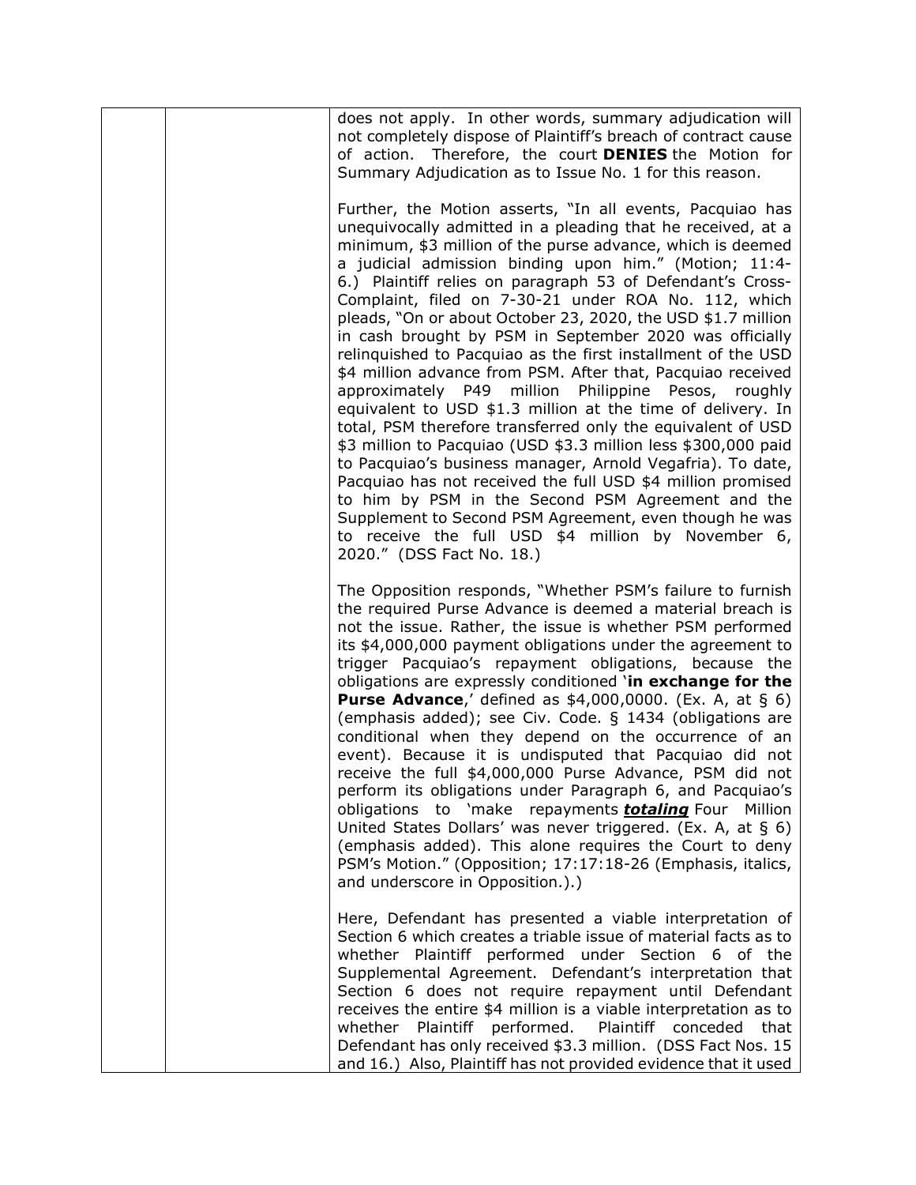| | | |
|---|---|---|
| | | does not apply. In other words, summary adjudication will not completely dispose of Plaintiff's breach of contract cause of action. Therefore, the court **DENIES** the Motion for Summary Adjudication as to Issue No. 1 for this reason.<br><br>Further, the Motion asserts, "In all events, Pacquiao has unequivocally admitted in a pleading that he received, at a minimum, $3 million of the purse advance, which is deemed a judicial admission binding upon him." (Motion; 11:4-6.) Plaintiff relies on paragraph 53 of Defendant's Cross-Complaint, filed on 7-30-21 under ROA No. 112, which pleads, "On or about October 23, 2020, the USD $1.7 million in cash brought by PSM in September 2020 was officially relinquished to Pacquiao as the first installment of the USD $4 million advance from PSM. After that, Pacquiao received approximately P49 million Philippine Pesos, roughly equivalent to USD $1.3 million at the time of delivery. In total, PSM therefore transferred only the equivalent of USD $3 million to Pacquiao (USD $3.3 million less $300,000 paid to Pacquiao's business manager, Arnold Vegafria). To date, Pacquiao has not received the full USD $4 million promised to him by PSM in the Second PSM Agreement and the Supplement to Second PSM Agreement, even though he was to receive the full USD $4 million by November 6, 2020." (DSS Fact No. 18.)<br><br>The Opposition responds, "Whether PSM's failure to furnish the required Purse Advance is deemed a material breach is not the issue. Rather, the issue is whether PSM performed its $4,000,000 payment obligations under the agreement to trigger Pacquiao's repayment obligations, because the obligations are expressly conditioned '**in exchange for the Purse Advance**,' defined as $4,000,0000. (Ex. A, at § 6) (emphasis added); see Civ. Code. § 1434 (obligations are conditional when they depend on the occurrence of an event). Because it is undisputed that Pacquiao did not receive the full $4,000,000 Purse Advance, PSM did not perform its obligations under Paragraph 6, and Pacquiao's obligations to 'make repayments ***<u>totaling</u>*** Four Million United States Dollars' was never triggered. (Ex. A, at § 6) (emphasis added). This alone requires the Court to deny PSM's Motion." (Opposition; 17:17:18-26 (Emphasis, italics, and underscore in Opposition.).)<br><br>Here, Defendant has presented a viable interpretation of Section 6 which creates a triable issue of material facts as to whether Plaintiff performed under Section 6 of the Supplemental Agreement. Defendant's interpretation that Section 6 does not require repayment until Defendant receives the entire $4 million is a viable interpretation as to whether Plaintiff performed. Plaintiff conceded that Defendant has only received $3.3 million. (DSS Fact Nos. 15 and 16.) Also, Plaintiff has not provided evidence that it used |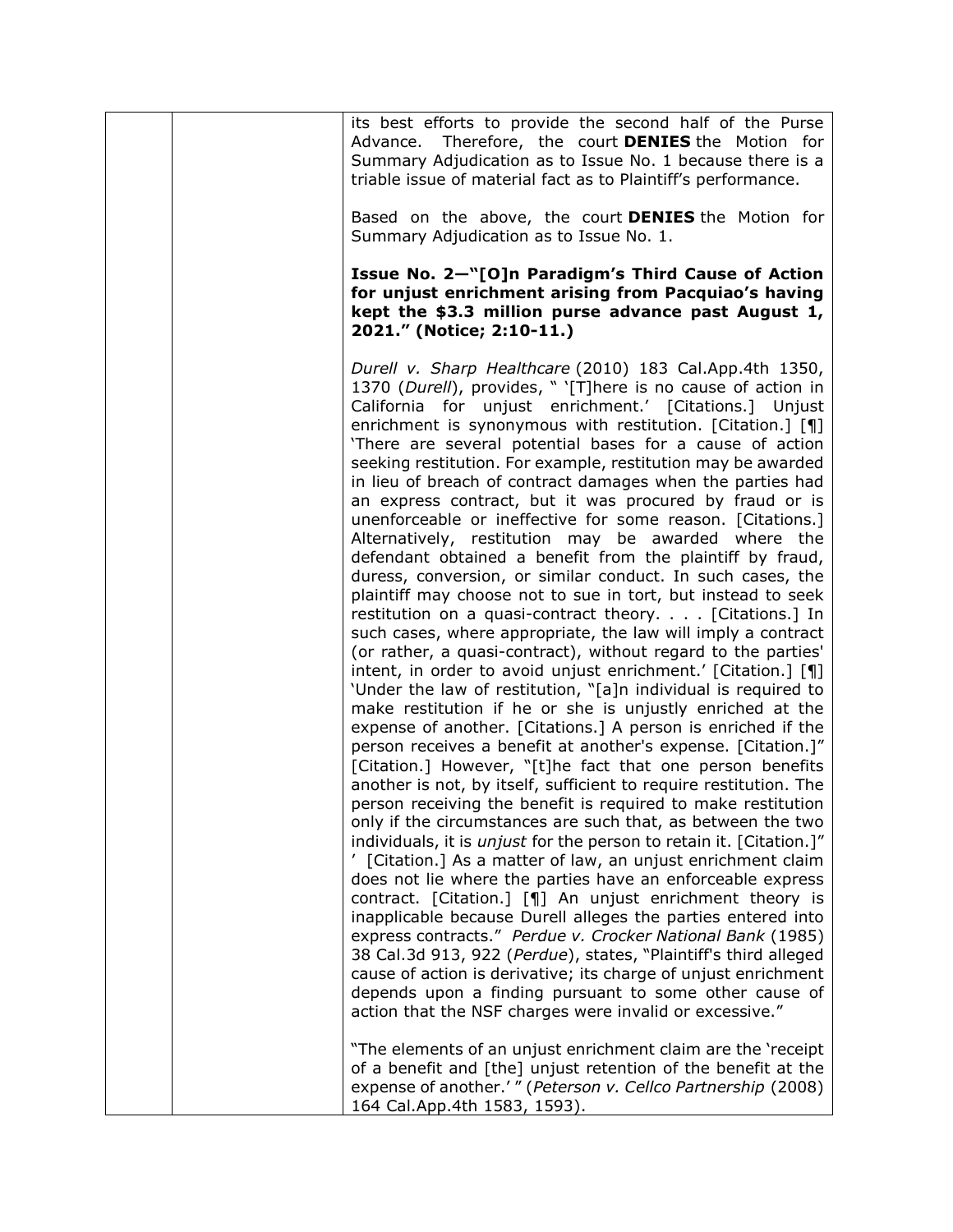its best efforts to provide the second half of the Purse Advance. Therefore, the court **DENIES** the Motion for Summary Adjudication as to Issue No. 1 because there is a triable issue of material fact as to Plaintiff's performance.

Based on the above, the court **DENIES** the Motion for Summary Adjudication as to Issue No. 1.

**Issue No. 2—"[O]n Paradigm's Third Cause of Action for unjust enrichment arising from Pacquiao's having kept the $3.3 million purse advance past August 1, 2021." (Notice; 2:10-11.)**

*Durell v. Sharp Healthcare* (2010) 183 Cal.App.4th 1350, 1370 (*Durell*), provides, " '[T]here is no cause of action in California for unjust enrichment.' [Citations.] Unjust enrichment is synonymous with restitution. [Citation.] [¶] 'There are several potential bases for a cause of action seeking restitution. For example, restitution may be awarded in lieu of breach of contract damages when the parties had an express contract, but it was procured by fraud or is unenforceable or ineffective for some reason. [Citations.] Alternatively, restitution may be awarded where the defendant obtained a benefit from the plaintiff by fraud, duress, conversion, or similar conduct. In such cases, the plaintiff may choose not to sue in tort, but instead to seek restitution on a quasi-contract theory. . . . [Citations.] In such cases, where appropriate, the law will imply a contract (or rather, a quasi-contract), without regard to the parties' intent, in order to avoid unjust enrichment.' [Citation.] [¶] 'Under the law of restitution, "[a]n individual is required to make restitution if he or she is unjustly enriched at the expense of another. [Citations.] A person is enriched if the person receives a benefit at another's expense. [Citation.]" [Citation.] However, "[t]he fact that one person benefits another is not, by itself, sufficient to require restitution. The person receiving the benefit is required to make restitution only if the circumstances are such that, as between the two individuals, it is *unjust* for the person to retain it. [Citation.]" ' [Citation.] As a matter of law, an unjust enrichment claim does not lie where the parties have an enforceable express contract. [Citation.] [¶] An unjust enrichment theory is inapplicable because Durell alleges the parties entered into express contracts." *Perdue v. Crocker National Bank* (1985) 38 Cal.3d 913, 922 (*Perdue*), states, "Plaintiff's third alleged cause of action is derivative; its charge of unjust enrichment depends upon a finding pursuant to some other cause of action that the NSF charges were invalid or excessive."

"The elements of an unjust enrichment claim are the 'receipt of a benefit and [the] unjust retention of the benefit at the expense of another.' " (*Peterson v. Cellco Partnership* (2008) 164 Cal.App.4th 1583, 1593).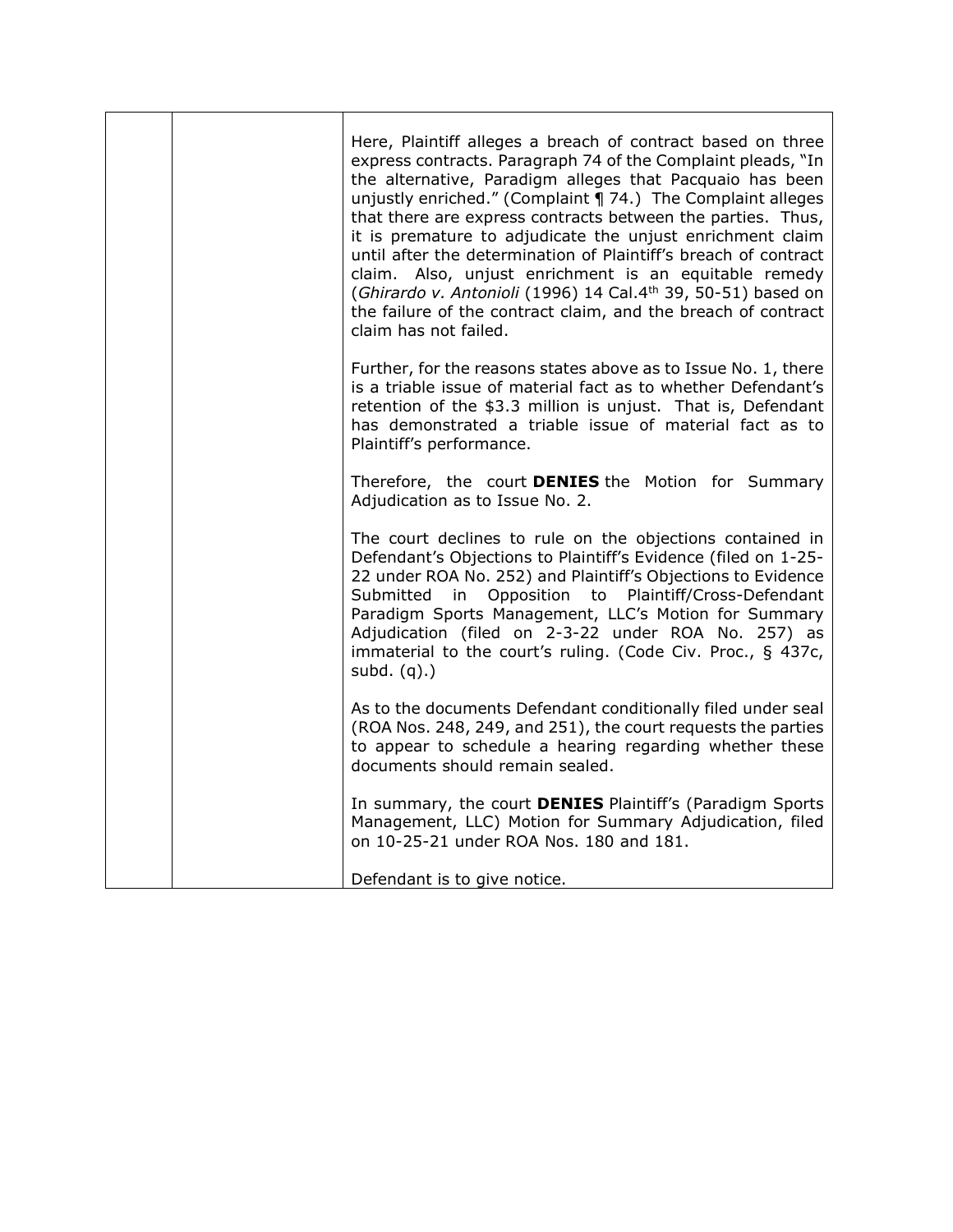| | | |
|---|---|---|
| | | Here, Plaintiff alleges a breach of contract based on three express contracts. Paragraph 74 of the Complaint pleads, "In the alternative, Paradigm alleges that Pacquaio has been unjustly enriched." (Complaint ¶ 74.) The Complaint alleges that there are express contracts between the parties. Thus, it is premature to adjudicate the unjust enrichment claim until after the determination of Plaintiff's breach of contract claim. Also, unjust enrichment is an equitable remedy (*Ghirardo v. Antonioli* (1996) 14 Cal.4th 39, 50-51) based on the failure of the contract claim, and the breach of contract claim has not failed.<br><br>Further, for the reasons states above as to Issue No. 1, there is a triable issue of material fact as to whether Defendant's retention of the $3.3 million is unjust. That is, Defendant has demonstrated a triable issue of material fact as to Plaintiff's performance.<br><br>Therefore, the court **DENIES** the Motion for Summary Adjudication as to Issue No. 2.<br><br>The court declines to rule on the objections contained in Defendant's Objections to Plaintiff's Evidence (filed on 1-25-22 under ROA No. 252) and Plaintiff's Objections to Evidence Submitted in Opposition to Plaintiff/Cross-Defendant Paradigm Sports Management, LLC's Motion for Summary Adjudication (filed on 2-3-22 under ROA No. 257) as immaterial to the court's ruling. (Code Civ. Proc., § 437c, subd. (q).)<br><br>As to the documents Defendant conditionally filed under seal (ROA Nos. 248, 249, and 251), the court requests the parties to appear to schedule a hearing regarding whether these documents should remain sealed.<br><br>In summary, the court **DENIES** Plaintiff's (Paradigm Sports Management, LLC) Motion for Summary Adjudication, filed on 10-25-21 under ROA Nos. 180 and 181.<br><br>Defendant is to give notice. |